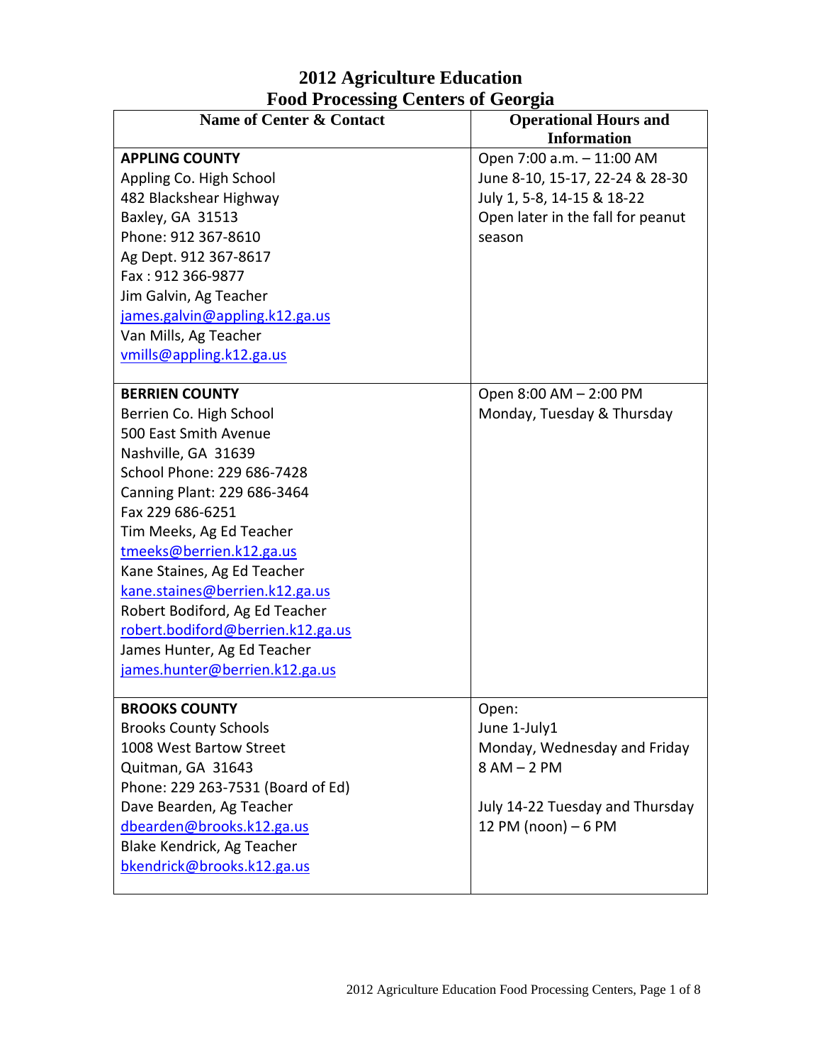# 2012 Agriculture Education Food Processing Centers of Georgia

| Name of Center & Contact | Operational Hours and Information |
|---|---|
| **APPLING COUNTY**<br>Appling Co. High School<br>482 Blackshear Highway<br>Baxley, GA 31513<br>Phone: 912 367-8610<br>Ag Dept. 912 367-8617<br>Fax : 912 366-9877<br>Jim Galvin, Ag Teacher<br>james.galvin@appling.k12.ga.us<br>Van Mills, Ag Teacher<br>vmills@appling.k12.ga.us | Open 7:00 a.m. – 11:00 AM<br>June 8-10, 15-17, 22-24 & 28-30<br>July 1, 5-8, 14-15 & 18-22<br>Open later in the fall for peanut season |
| **BERRIEN COUNTY**<br>Berrien Co. High School<br>500 East Smith Avenue<br>Nashville, GA 31639<br>School Phone: 229 686-7428<br>Canning Plant: 229 686-3464<br>Fax 229 686-6251<br>Tim Meeks, Ag Ed Teacher<br>tmeeks@berrien.k12.ga.us<br>Kane Staines, Ag Ed Teacher<br>kane.staines@berrien.k12.ga.us<br>Robert Bodiford, Ag Ed Teacher<br>robert.bodiford@berrien.k12.ga.us<br>James Hunter, Ag Ed Teacher<br>james.hunter@berrien.k12.ga.us | Open 8:00 AM – 2:00 PM<br>Monday, Tuesday & Thursday |
| **BROOKS COUNTY**<br>Brooks County Schools<br>1008 West Bartow Street<br>Quitman, GA 31643<br>Phone: 229 263-7531 (Board of Ed)<br>Dave Bearden, Ag Teacher<br>dbearden@brooks.k12.ga.us<br>Blake Kendrick, Ag Teacher<br>bkendrick@brooks.k12.ga.us | Open:<br>June 1-July1<br>Monday, Wednesday and Friday<br>8 AM – 2 PM<br><br>July 14-22 Tuesday and Thursday<br>12 PM (noon) – 6 PM |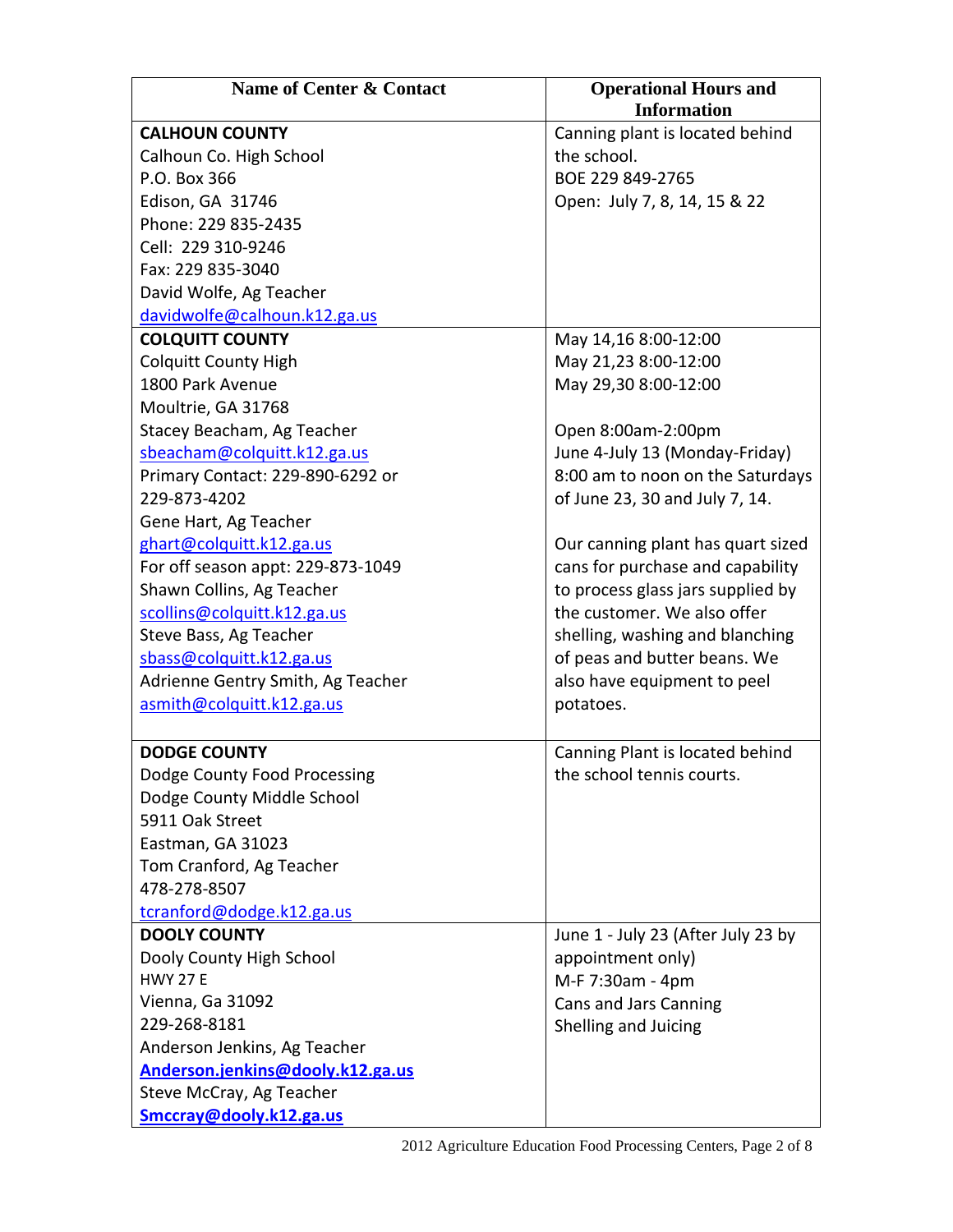| Name of Center & Contact | Operational Hours and Information |
|---|---|
| **CALHOUN COUNTY**<br>Calhoun Co. High School<br>P.O. Box 366<br>Edison, GA 31746<br>Phone: 229 835-2435<br>Cell: 229 310-9246<br>Fax: 229 835-3040<br>David Wolfe, Ag Teacher<br>davidwolfe@calhoun.k12.ga.us | Canning plant is located behind the school.<br>BOE 229 849-2765<br>Open: July 7, 8, 14, 15 & 22 |
| **COLQUITT COUNTY**<br>Colquitt County High<br>1800 Park Avenue<br>Moultrie, GA 31768<br>Stacey Beacham, Ag Teacher<br>sbeacham@colquitt.k12.ga.us<br>Primary Contact: 229-890-6292 or 229-873-4202<br>Gene Hart, Ag Teacher<br>ghart@colquitt.k12.ga.us<br>For off season appt: 229-873-1049<br>Shawn Collins, Ag Teacher<br>scollins@colquitt.k12.ga.us<br>Steve Bass, Ag Teacher<br>sbass@colquitt.k12.ga.us<br>Adrienne Gentry Smith, Ag Teacher<br>asmith@colquitt.k12.ga.us | May 14,16 8:00-12:00<br>May 21,23 8:00-12:00<br>May 29,30 8:00-12:00<br><br>Open 8:00am-2:00pm<br>June 4-July 13 (Monday-Friday)<br>8:00 am to noon on the Saturdays of June 23, 30 and July 7, 14.<br><br>Our canning plant has quart sized cans for purchase and capability to process glass jars supplied by the customer. We also offer shelling, washing and blanching of peas and butter beans. We also have equipment to peel potatoes. |
| **DODGE COUNTY**<br>Dodge County Food Processing<br>Dodge County Middle School<br>5911 Oak Street<br>Eastman, GA 31023<br>Tom Cranford, Ag Teacher<br>478-278-8507<br>tcranford@dodge.k12.ga.us | Canning Plant is located behind the school tennis courts. |
| **DOOLY COUNTY**<br>Dooly County High School<br>HWY 27 E<br>Vienna, Ga 31092<br>229-268-8181<br>Anderson Jenkins, Ag Teacher<br>**Anderson.jenkins@dooly.k12.ga.us**<br>Steve McCray, Ag Teacher<br>**Smccray@dooly.k12.ga.us** | June 1 - July 23 (After July 23 by appointment only)<br>M-F 7:30am - 4pm<br>Cans and Jars Canning<br>Shelling and Juicing |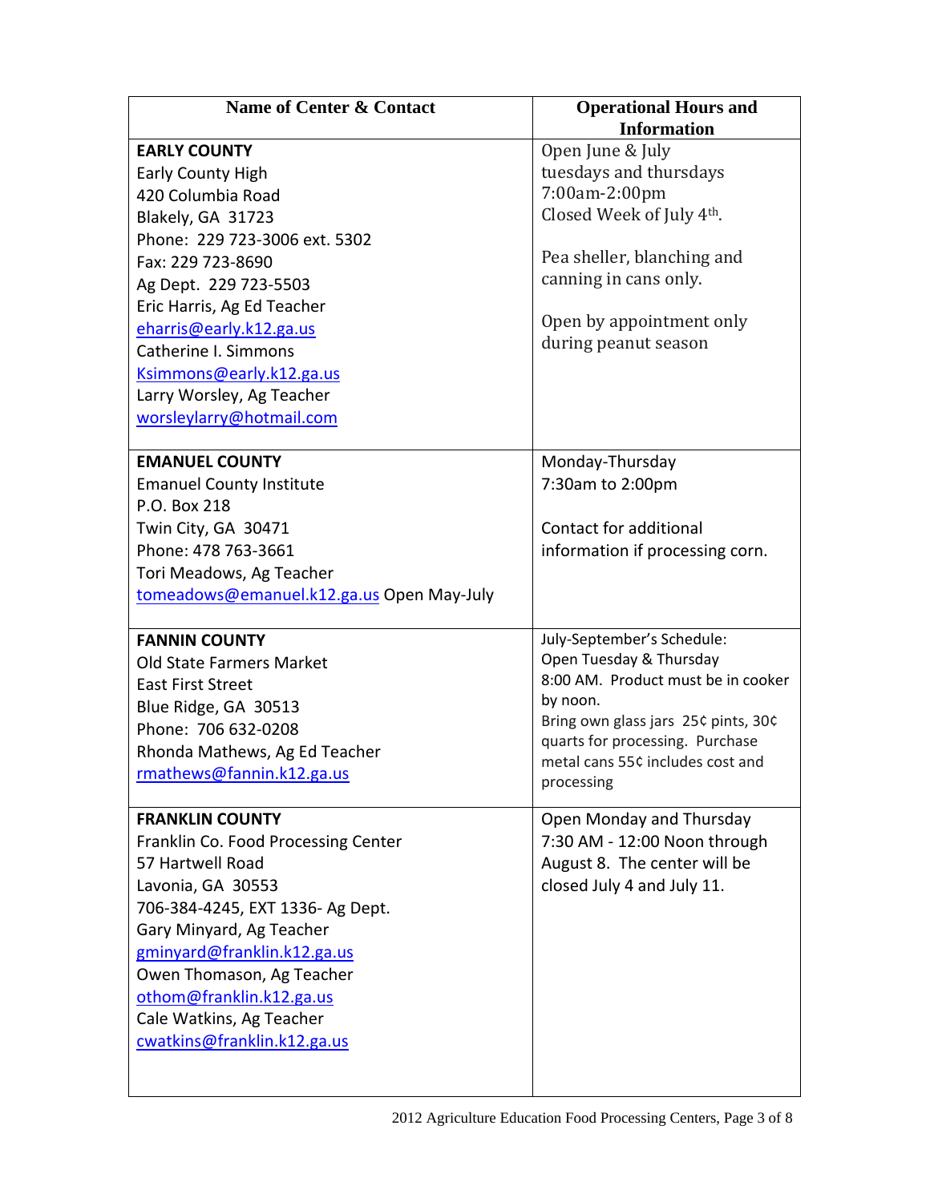| Name of Center & Contact | Operational Hours and Information |
|---|---|
| **EARLY COUNTY**<br>Early County High<br>420 Columbia Road<br>Blakely, GA 31723<br>Phone: 229 723-3006 ext. 5302<br>Fax: 229 723-8690<br>Ag Dept. 229 723-5503<br>Eric Harris, Ag Ed Teacher<br>eharris@early.k12.ga.us<br>Catherine I. Simmons<br>Ksimmons@early.k12.ga.us<br>Larry Worsley, Ag Teacher<br>worsleylarry@hotmail.com | Open June & July<br>tuesdays and thursdays<br>7:00am-2:00pm<br>Closed Week of July 4th.<br><br>Pea sheller, blanching and canning in cans only.<br><br>Open by appointment only during peanut season |
| **EMANUEL COUNTY**<br>Emanuel County Institute<br>P.O. Box 218<br>Twin City, GA 30471<br>Phone: 478 763-3661<br>Tori Meadows, Ag Teacher<br>tomeadows@emanuel.k12.ga.us Open May-July | Monday-Thursday<br>7:30am to 2:00pm<br><br>Contact for additional information if processing corn. |
| **FANNIN COUNTY**<br>Old State Farmers Market<br>East First Street<br>Blue Ridge, GA 30513<br>Phone: 706 632-0208<br>Rhonda Mathews, Ag Ed Teacher<br>rmathews@fannin.k12.ga.us | July-September's Schedule:<br>Open Tuesday & Thursday<br>8:00 AM. Product must be in cooker by noon.<br>Bring own glass jars 25¢ pints, 30¢ quarts for processing. Purchase metal cans 55¢ includes cost and processing |
| **FRANKLIN COUNTY**<br>Franklin Co. Food Processing Center<br>57 Hartwell Road<br>Lavonia, GA 30553<br>706-384-4245, EXT 1336- Ag Dept.<br>Gary Minyard, Ag Teacher<br>gminyard@franklin.k12.ga.us<br>Owen Thomason, Ag Teacher<br>othom@franklin.k12.ga.us<br>Cale Watkins, Ag Teacher<br>cwatkins@franklin.k12.ga.us | Open Monday and Thursday<br>7:30 AM - 12:00 Noon through August 8. The center will be closed July 4 and July 11. |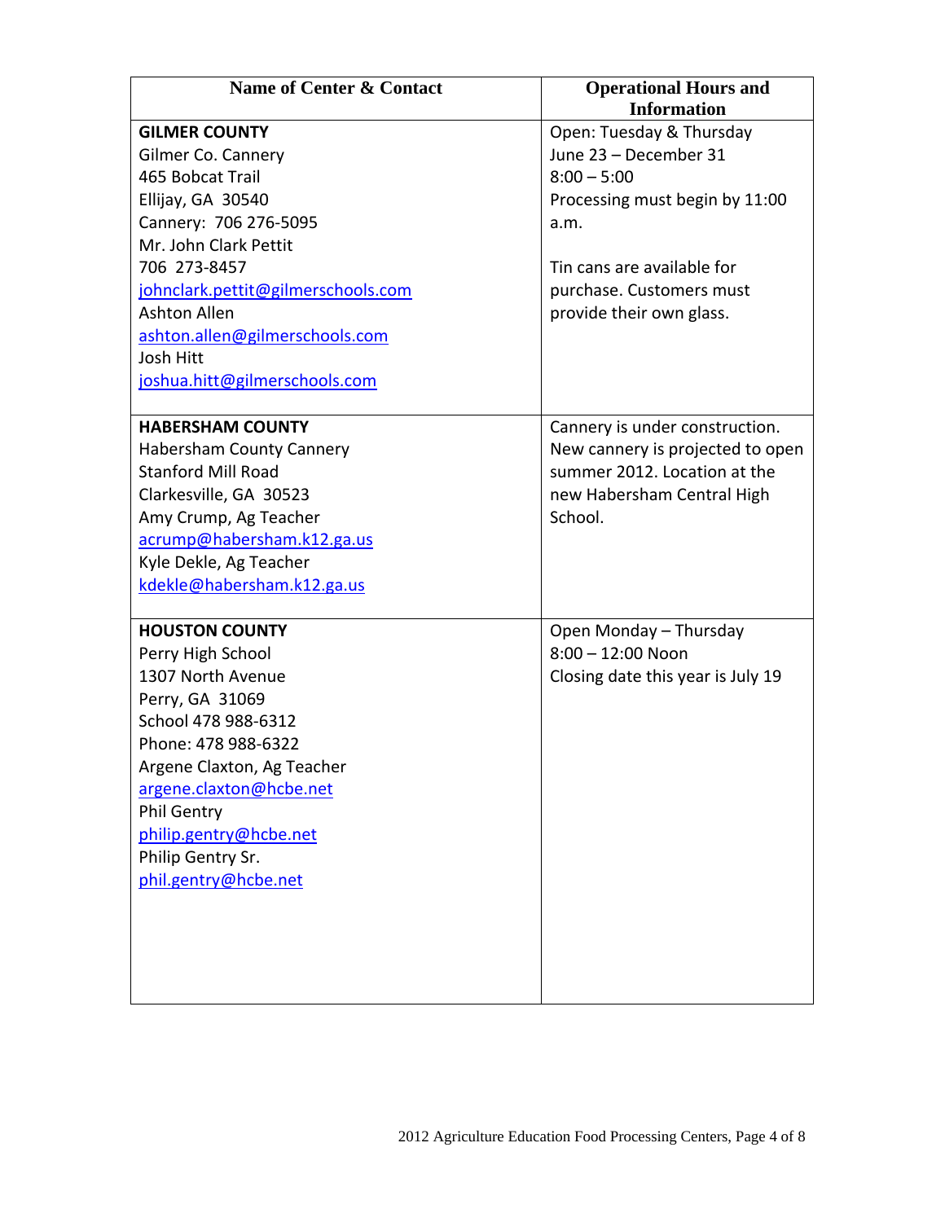| Name of Center & Contact | Operational Hours and Information |
|---|---|
| **GILMER COUNTY**<br>Gilmer Co. Cannery<br>465 Bobcat Trail<br>Ellijay, GA 30540<br>Cannery: 706 276-5095<br>Mr. John Clark Pettit<br>706 273-8457<br>johnclark.pettit@gilmerschools.com<br>Ashton Allen<br>ashton.allen@gilmerschools.com<br>Josh Hitt<br>joshua.hitt@gilmerschools.com | Open: Tuesday & Thursday<br>June 23 – December 31<br>8:00 – 5:00<br>Processing must begin by 11:00 a.m.<br><br>Tin cans are available for purchase. Customers must provide their own glass. |
| **HABERSHAM COUNTY**<br>Habersham County Cannery<br>Stanford Mill Road<br>Clarkesville, GA 30523<br>Amy Crump, Ag Teacher<br>acrump@habersham.k12.ga.us<br>Kyle Dekle, Ag Teacher<br>kdekle@habersham.k12.ga.us | Cannery is under construction. New cannery is projected to open summer 2012. Location at the new Habersham Central High School. |
| **HOUSTON COUNTY**<br>Perry High School<br>1307 North Avenue<br>Perry, GA 31069<br>School 478 988-6312<br>Phone: 478 988-6322<br>Argene Claxton, Ag Teacher<br>argene.claxton@hcbe.net<br>Phil Gentry<br>philip.gentry@hcbe.net<br>Philip Gentry Sr.<br>phil.gentry@hcbe.net | Open Monday – Thursday<br>8:00 – 12:00 Noon<br>Closing date this year is July 19 |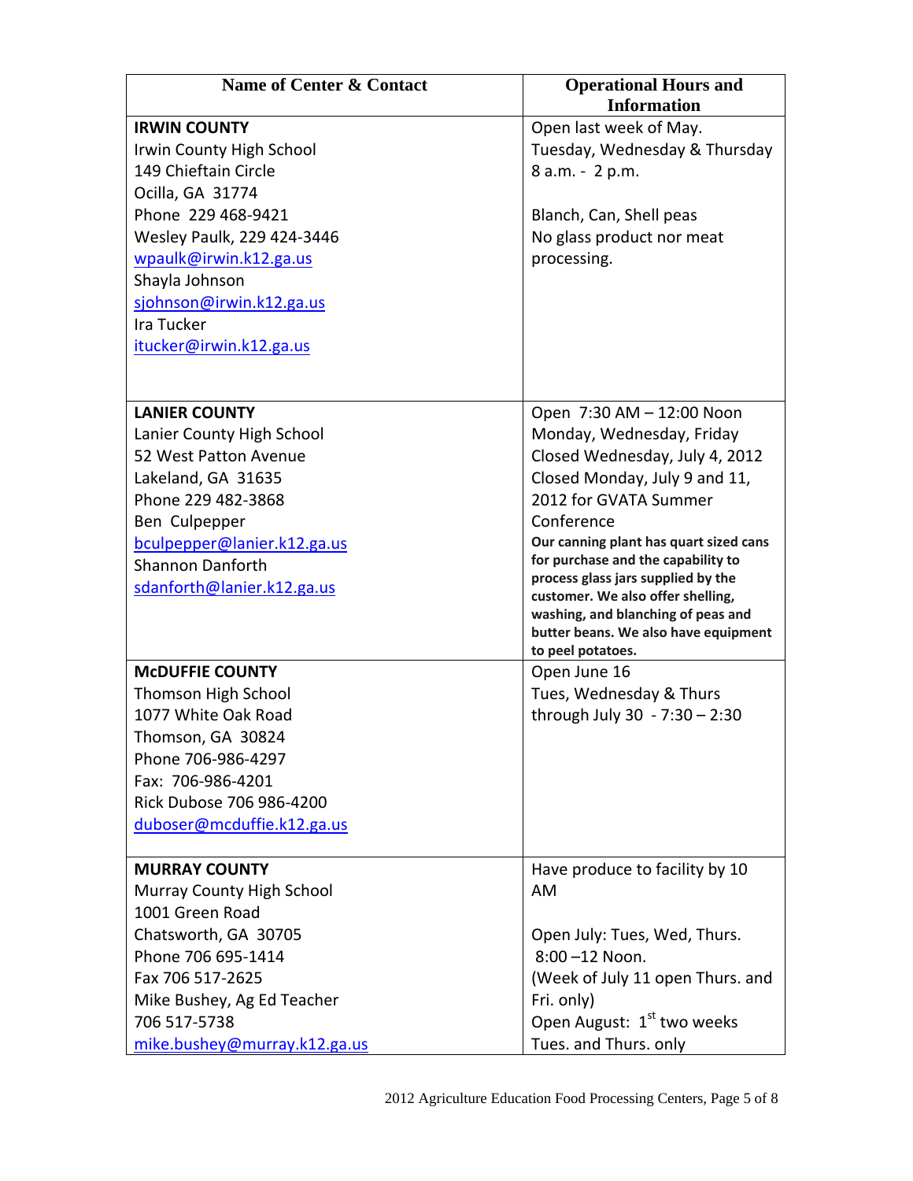| Name of Center & Contact | Operational Hours and Information |
|---|---|
| **IRWIN COUNTY**<br>Irwin County High School<br>149 Chieftain Circle<br>Ocilla, GA 31774<br>Phone 229 468-9421<br>Wesley Paulk, 229 424-3446<br>wpaulk@irwin.k12.ga.us<br>Shayla Johnson<br>sjohnson@irwin.k12.ga.us<br>Ira Tucker<br>itucker@irwin.k12.ga.us | Open last week of May.<br>Tuesday, Wednesday & Thursday<br>8 a.m. - 2 p.m.<br><br>Blanch, Can, Shell peas<br>No glass product nor meat processing. |
| **LANIER COUNTY**<br>Lanier County High School<br>52 West Patton Avenue<br>Lakeland, GA 31635<br>Phone 229 482-3868<br>Ben Culpepper<br>bculpepper@lanier.k12.ga.us<br>Shannon Danforth<br>sdanforth@lanier.k12.ga.us | Open 7:30 AM – 12:00 Noon<br>Monday, Wednesday, Friday<br>Closed Wednesday, July 4, 2012<br>Closed Monday, July 9 and 11, 2012 for GVATA Summer Conference<br>**Our canning plant has quart sized cans for purchase and the capability to process glass jars supplied by the customer. We also offer shelling, washing, and blanching of peas and butter beans. We also have equipment to peel potatoes.** |
| **McDUFFIE COUNTY**<br>Thomson High School<br>1077 White Oak Road<br>Thomson, GA 30824<br>Phone 706-986-4297<br>Fax: 706-986-4201<br>Rick Dubose 706 986-4200<br>duboser@mcduffie.k12.ga.us | Open June 16<br>Tues, Wednesday & Thurs<br>through July 30 - 7:30 – 2:30 |
| **MURRAY COUNTY**<br>Murray County High School<br>1001 Green Road<br>Chatsworth, GA 30705<br>Phone 706 695-1414<br>Fax 706 517-2625<br>Mike Bushey, Ag Ed Teacher<br>706 517-5738<br>mike.bushey@murray.k12.ga.us | Have produce to facility by 10 AM<br><br>Open July: Tues, Wed, Thurs.<br>8:00 –12 Noon.<br>(Week of July 11 open Thurs. and Fri. only)<br>Open August: 1st two weeks<br>Tues. and Thurs. only |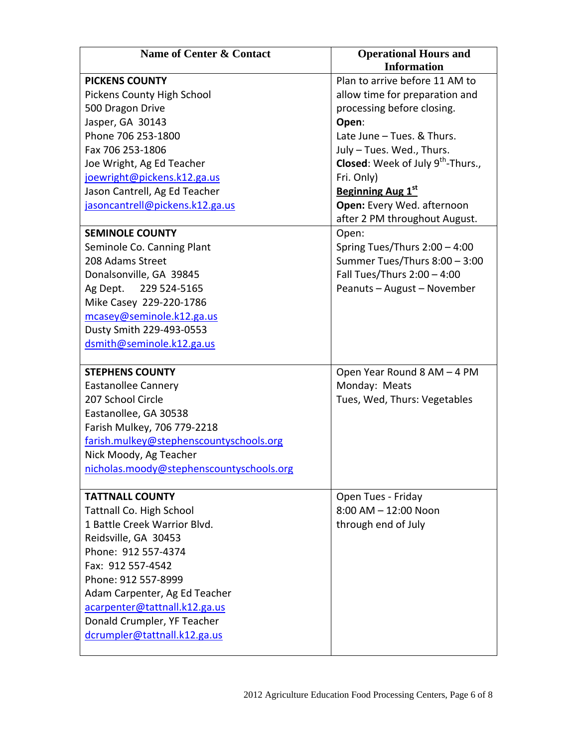| Name of Center & Contact | Operational Hours and Information |
|---|---|
| **PICKENS COUNTY**<br>Pickens County High School<br>500 Dragon Drive<br>Jasper, GA 30143<br>Phone 706 253-1800<br>Fax 706 253-1806<br>Joe Wright, Ag Ed Teacher<br>joewright@pickens.k12.ga.us<br>Jason Cantrell, Ag Ed Teacher<br>jasoncantrell@pickens.k12.ga.us | Plan to arrive before 11 AM to allow time for preparation and processing before closing.<br>**Open**:<br>Late June – Tues. & Thurs.<br>July – Tues. Wed., Thurs.<br>**Closed**: Week of July 9th-Thurs., Fri. Only)<br>**Beginning Aug 1st**<br>**Open:** Every Wed. afternoon after 2 PM throughout August. |
| **SEMINOLE COUNTY**<br>Seminole Co. Canning Plant<br>208 Adams Street<br>Donalsonville, GA 39845<br>Ag Dept. 229 524-5165<br>Mike Casey 229-220-1786<br>mcasey@seminole.k12.ga.us<br>Dusty Smith 229-493-0553<br>dsmith@seminole.k12.ga.us | Open:<br>Spring Tues/Thurs 2:00 – 4:00<br>Summer Tues/Thurs 8:00 – 3:00<br>Fall Tues/Thurs 2:00 – 4:00<br>Peanuts – August – November |
| **STEPHENS COUNTY**<br>Eastanollee Cannery<br>207 School Circle<br>Eastanollee, GA 30538<br>Farish Mulkey, 706 779-2218<br>farish.mulkey@stephenscountyschools.org<br>Nick Moody, Ag Teacher<br>nicholas.moody@stephenscountyschools.org | Open Year Round 8 AM – 4 PM<br>Monday: Meats<br>Tues, Wed, Thurs: Vegetables |
| **TATTNALL COUNTY**<br>Tattnall Co. High School<br>1 Battle Creek Warrior Blvd.<br>Reidsville, GA 30453<br>Phone: 912 557-4374<br>Fax: 912 557-4542<br>Phone: 912 557-8999<br>Adam Carpenter, Ag Ed Teacher<br>acarpenter@tattnall.k12.ga.us<br>Donald Crumpler, YF Teacher<br>dcrumpler@tattnall.k12.ga.us | Open Tues - Friday<br>8:00 AM – 12:00 Noon<br>through end of July |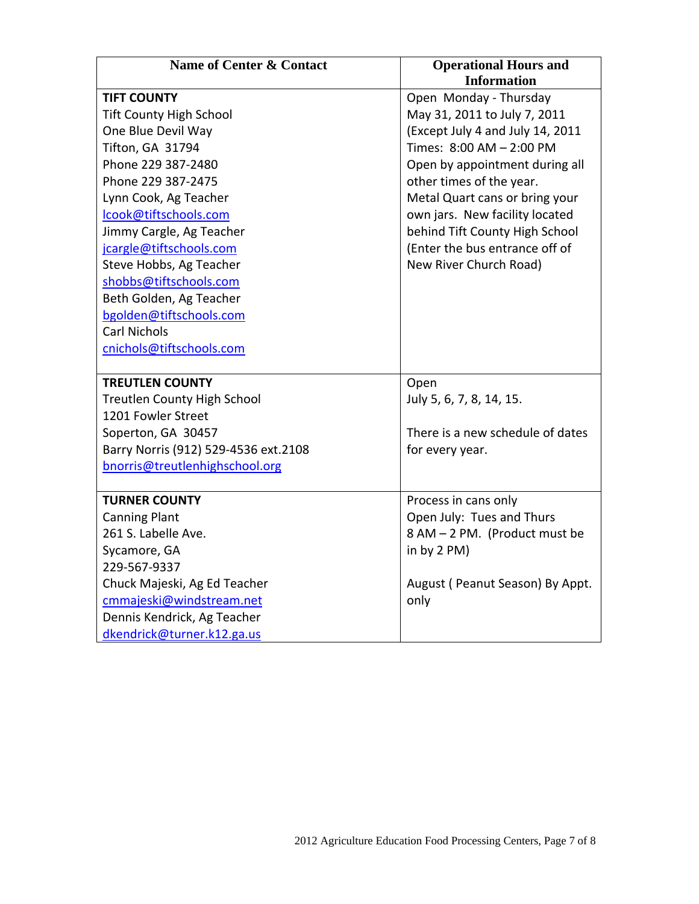| Name of Center & Contact | Operational Hours and Information |
|---|---|
| **TIFT COUNTY**<br>Tift County High School<br>One Blue Devil Way<br>Tifton, GA 31794<br>Phone 229 387-2480<br>Phone 229 387-2475<br>Lynn Cook, Ag Teacher<br>lcook@tiftschools.com<br>Jimmy Cargle, Ag Teacher<br>jcargle@tiftschools.com<br>Steve Hobbs, Ag Teacher<br>shobbs@tiftschools.com<br>Beth Golden, Ag Teacher<br>bgolden@tiftschools.com<br>Carl Nichols<br>cnichols@tiftschools.com | Open Monday - Thursday<br>May 31, 2011 to July 7, 2011<br>(Except July 4 and July 14, 2011<br>Times: 8:00 AM – 2:00 PM<br>Open by appointment during all other times of the year.<br>Metal Quart cans or bring your own jars. New facility located behind Tift County High School (Enter the bus entrance off of New River Church Road) |
| **TREUTLEN COUNTY**<br>Treutlen County High School<br>1201 Fowler Street<br>Soperton, GA 30457<br>Barry Norris (912) 529-4536 ext.2108<br>bnorris@treutlenhighschool.org | Open<br>July 5, 6, 7, 8, 14, 15.<br><br>There is a new schedule of dates for every year. |
| **TURNER COUNTY**<br>Canning Plant<br>261 S. Labelle Ave.<br>Sycamore, GA<br>229-567-9337<br>Chuck Majeski, Ag Ed Teacher<br>cmmajeski@windstream.net<br>Dennis Kendrick, Ag Teacher<br>dkendrick@turner.k12.ga.us | Process in cans only<br>Open July: Tues and Thurs<br>8 AM – 2 PM. (Product must be in by 2 PM)<br><br>August ( Peanut Season) By Appt. only |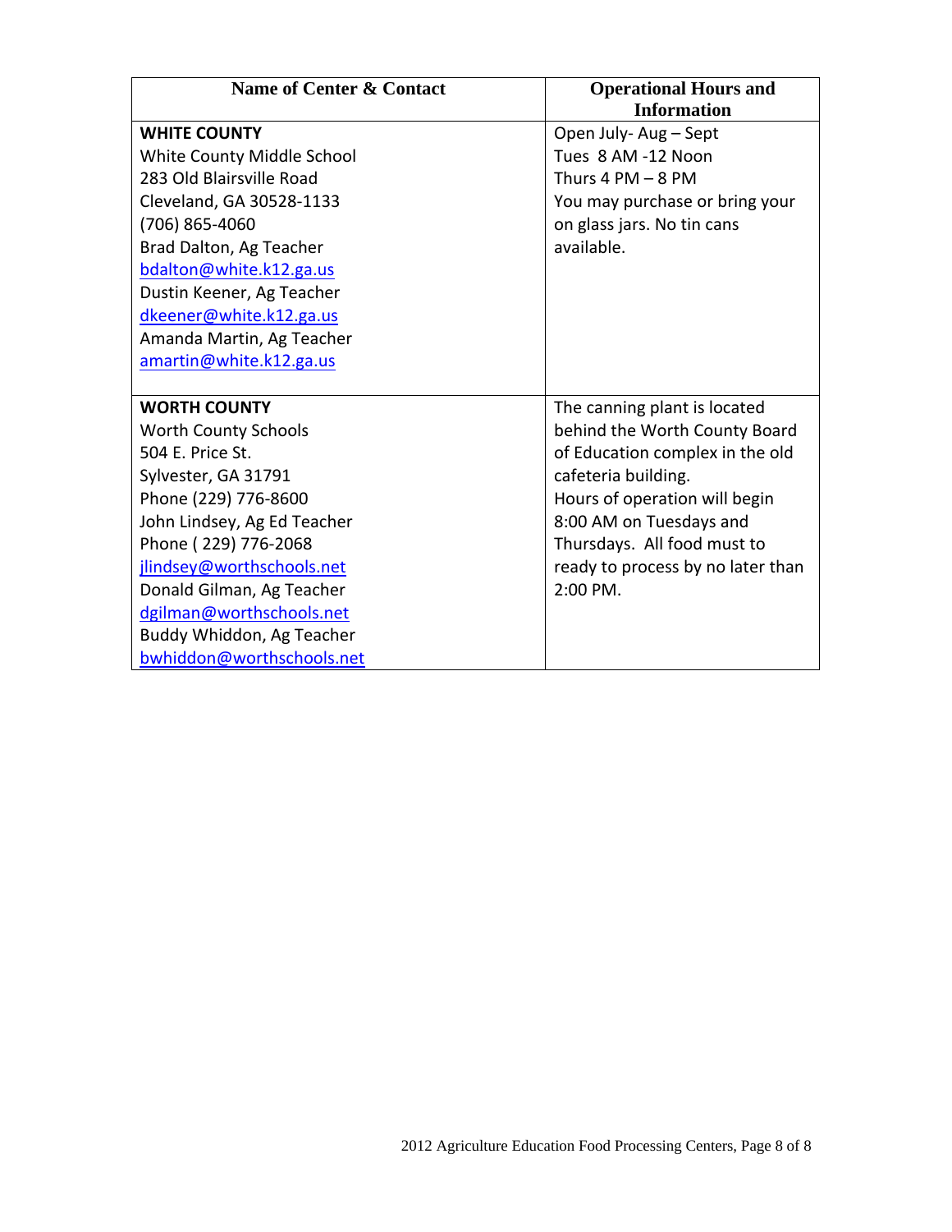| Name of Center & Contact | Operational Hours and Information |
|---|---|
| **WHITE COUNTY**<br>White County Middle School<br>283 Old Blairsville Road<br>Cleveland, GA 30528-1133<br>(706) 865-4060<br>Brad Dalton, Ag Teacher<br>bdalton@white.k12.ga.us<br>Dustin Keener, Ag Teacher<br>dkeener@white.k12.ga.us<br>Amanda Martin, Ag Teacher<br>amartin@white.k12.ga.us | Open July- Aug – Sept<br>Tues 8 AM -12 Noon<br>Thurs 4 PM – 8 PM<br>You may purchase or bring your on glass jars. No tin cans available. |
| **WORTH COUNTY**<br>Worth County Schools<br>504 E. Price St.<br>Sylvester, GA 31791<br>Phone (229) 776-8600<br>John Lindsey, Ag Ed Teacher<br>Phone ( 229) 776-2068<br>jlindsey@worthschools.net<br>Donald Gilman, Ag Teacher<br>dgilman@worthschools.net<br>Buddy Whiddon, Ag Teacher<br>bwhiddon@worthschools.net | The canning plant is located behind the Worth County Board of Education complex in the old cafeteria building.<br>Hours of operation will begin 8:00 AM on Tuesdays and Thursdays. All food must to ready to process by no later than 2:00 PM. |